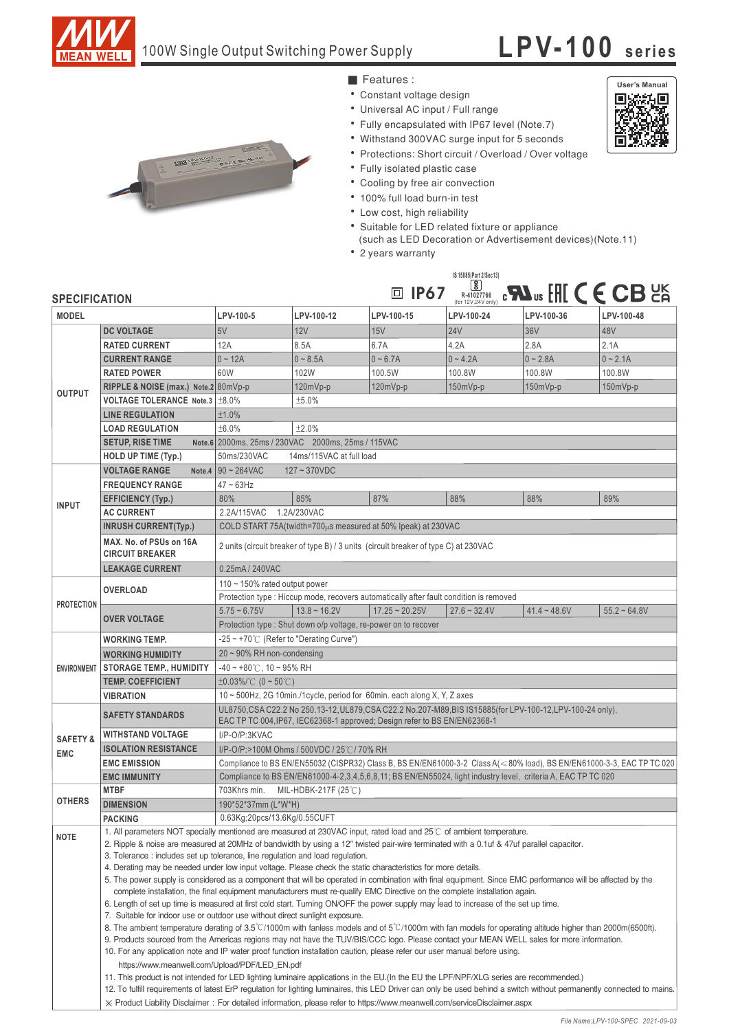# 100W Single Output Switching Power Supply

## LPV-100 series

### Features :

- Constant voltage design
- Universal AC input / Full range
- Fully encapsulated with IP67 level (Note.7)
- Withstand 300VAC surge input for 5 seconds
- Protections: Short circuit / Overload / Over voltage
- Fully isolated plastic case
- Cooling by free air convection
- 100% full load burn-in test
- Low cost, high reliability
- Suitable for LED related fixture or appliance (such as LED Decoration or Advertisement devices)(Note.11)
- 2 years warranty

User's Manual

IP67 IS 15885(Part 2/Sec13) R-41027766 (for 12V,24V only)

## SPECIFICATION

| MODEL | | LPV-100-5 | LPV-100-12 | LPV-100-15 | LPV-100-24 | LPV-100-36 | LPV-100-48 |
|---|---|---|---|---|---|---|---|
| OUTPUT | DC VOLTAGE | 5V | 12V | 15V | 24V | 36V | 48V |
| | RATED CURRENT | 12A | 8.5A | 6.7A | 4.2A | 2.8A | 2.1A |
| | CURRENT RANGE | 0 ~ 12A | 0 ~ 8.5A | 0 ~ 6.7A | 0 ~ 4.2A | 0 ~ 2.8A | 0 ~ 2.1A |
| | RATED POWER | 60W | 102W | 100.5W | 100.8W | 100.8W | 100.8W |
| | RIPPLE & NOISE (max.) Note.2 | 80mVp-p | 120mVp-p | 120mVp-p | 150mVp-p | 150mVp-p | 150mVp-p |
| | VOLTAGE TOLERANCE Note.3 | ±8.0% | ±5.0% | | | | |
| | LINE REGULATION | ±1.0% | | | | | |
| | LOAD REGULATION | ±6.0% | ±2.0% | | | | |
| | SETUP, RISE TIME Note.6 | 2000ms, 25ms / 230VAC 2000ms, 25ms / 115VAC | | | | | |
| | HOLD UP TIME (Typ.) | 50ms/230VAC 14ms/115VAC at full load | | | | | |
| INPUT | VOLTAGE RANGE Note.4 | 90 ~ 264VAC 127 ~ 370VDC | | | | | |
| | FREQUENCY RANGE | 47 ~ 63Hz | | | | | |
| | EFFICIENCY (Typ.) | 80% | 85% | 87% | 88% | 88% | 89% |
| | AC CURRENT | 2.2A/115VAC 1.2A/230VAC | | | | | |
| | INRUSH CURRENT(Typ.) | COLD START 75A(twidth=700μs measured at 50% Ipeak) at 230VAC | | | | | |
| | MAX. No. of PSUs on 16A CIRCUIT BREAKER | 2 units (circuit breaker of type B) / 3 units (circuit breaker of type C) at 230VAC | | | | | |
| | LEAKAGE CURRENT | 0.25mA / 240VAC | | | | | |
| PROTECTION | OVERLOAD | 110 ~ 150% rated output power | | | | | |
| | | Protection type : Hiccup mode, recovers automatically after fault condition is removed | | | | | |
| | OVER VOLTAGE | 5.75 ~ 6.75V | 13.8 ~ 16.2V | 17.25 ~ 20.25V | 27.6 ~ 32.4V | 41.4 ~ 48.6V | 55.2 ~ 64.8V |
| | | Protection type : Shut down o/p voltage, re-power on to recover | | | | | |
| ENVIRONMENT | WORKING TEMP. | -25 ~ +70℃ (Refer to "Derating Curve") | | | | | |
| | WORKING HUMIDITY | 20 ~ 90% RH non-condensing | | | | | |
| | STORAGE TEMP., HUMIDITY | -40 ~ +80℃, 10 ~ 95% RH | | | | | |
| | TEMP. COEFFICIENT | ±0.03%/℃ (0 ~ 50℃) | | | | | |
| | VIBRATION | 10 ~ 500Hz, 2G 10min./1cycle, period for 60min. each along X, Y, Z axes | | | | | |
| SAFETY & EMC | SAFETY STANDARDS | UL8750,CSA C22.2 No 250.13-12,UL879,CSA C22.2 No.207-M89,BIS IS15885(for LPV-100-12,LPV-100-24 only), EAC TP TC 004,IP67, IEC62368-1 approved; Design refer to BS EN/EN62368-1 | | | | | |
| | WITHSTAND VOLTAGE | I/P-O/P:3KVAC | | | | | |
| | ISOLATION RESISTANCE | I/P-O/P:>100M Ohms / 500VDC / 25℃/ 70% RH | | | | | |
| | EMC EMISSION | Compliance to BS EN/EN55032 (CISPR32) Class B, BS EN/EN61000-3-2 Class A(≤80% load), BS EN/EN61000-3-3, EAC TP TC 020 | | | | | |
| | EMC IMMUNITY | Compliance to BS EN/EN61000-4-2,3,4,5,6,8,11; BS EN/EN55024, light industry level, criteria A, EAC TP TC 020 | | | | | |
| OTHERS | MTBF | 703Khrs min. MIL-HDBK-217F (25℃) | | | | | |
| | DIMENSION | 190*52*37mm (L*W*H) | | | | | |
| | PACKING | 0.63Kg;20pcs/13.6Kg/0.55CUFT | | | | | |

**NOTE**

1. All parameters NOT specially mentioned are measured at 230VAC input, rated load and 25℃ of ambient temperature.
2. Ripple & noise are measured at 20MHz of bandwidth by using a 12" twisted pair-wire terminated with a 0.1uf & 47uf parallel capacitor.
3. Tolerance : includes set up tolerance, line regulation and load regulation.
4. Derating may be needed under low input voltage. Please check the static characteristics for more details.
5. The power supply is considered as a component that will be operated in combination with final equipment. Since EMC performance will be affected by the complete installation, the final equipment manufacturers must re-qualify EMC Directive on the complete installation again.
6. Length of set up time is measured at first cold start. Turning ON/OFF the power supply may lead to increase of the set up time.
7. Suitable for indoor use or outdoor use without direct sunlight exposure.
8. The ambient temperature derating of 3.5℃/1000m with fanless models and of 5℃/1000m with fan models for operating altitude higher than 2000m(6500ft).
9. Products sourced from the Americas regions may not have the TUV/BIS/CCC logo. Please contact your MEAN WELL sales for more information.
10. For any application note and IP water proof function installation caution, please refer our user manual before using. https://www.meanwell.com/Upload/PDF/LED_EN.pdf
11. This product is not intended for LED lighting luminaire applications in the EU.(In the EU the LPF/NPF/XLG series are recommended.)
12. To fulfill requirements of latest ErP regulation for lighting luminaires, this LED Driver can only be used behind a switch without permanently connected to mains.

※ Product Liability Disclaimer : For detailed information, please refer to https://www.meanwell.com/serviceDisclaimer.aspx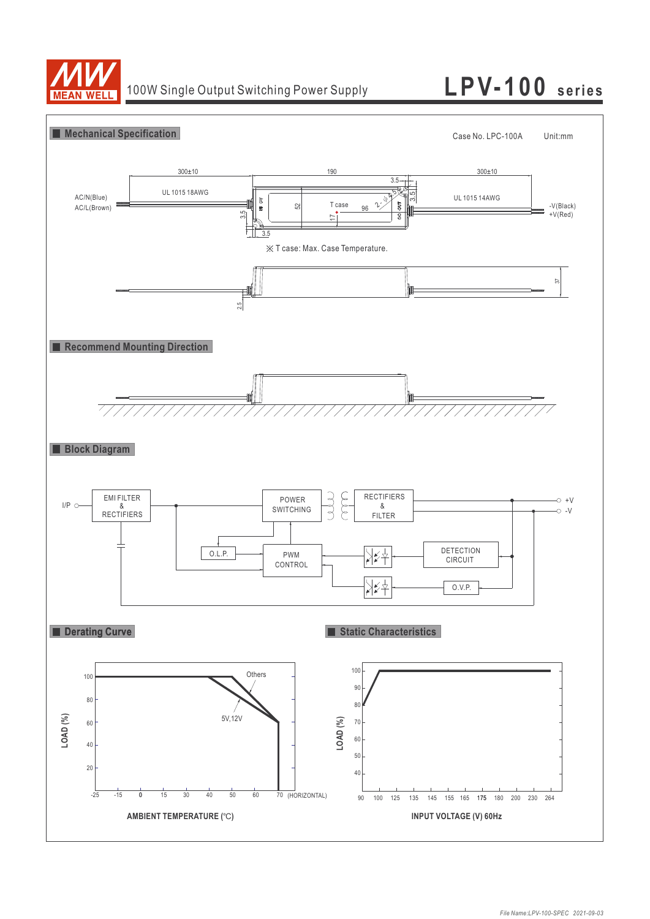# 100W Single Output Switching Power Supply

# LPV-100 series

## Mechanical Specification

Case No. LPC-100A Unit:mm

300±10
190
300±10
3.5
UL 1015 18AWG
UL 1015 14AWG
AC/N(Blue)
AC/L(Brown)
-V(Black)
+V(Red)
52
T case
96
2-φ4.5
3.5
3.5
17
3.5

※ T case: Max. Case Temperature.

37
2.5

## Recommend Mounting Direction

## Block Diagram

I/P
EMI FILTER & RECTIFIERS
POWER SWITCHING
RECTIFIERS & FILTER
+V
-V
O.L.P.
PWM CONTROL
DETECTION CIRCUIT
O.V.P.

## Derating Curve

LOAD (%)
100
80
60
40
20
Others
5V,12V
-25 -15 0 15 30 40 50 60 70 (HORIZONTAL)
AMBIENT TEMPERATURE (℃)

## Static Characteristics

LOAD (%)
100
90
80
70
60
50
40
90 100 125 135 145 155 165 175 180 200 230 264
INPUT VOLTAGE (V) 60Hz

File Name:LPV-100-SPEC 2021-09-03